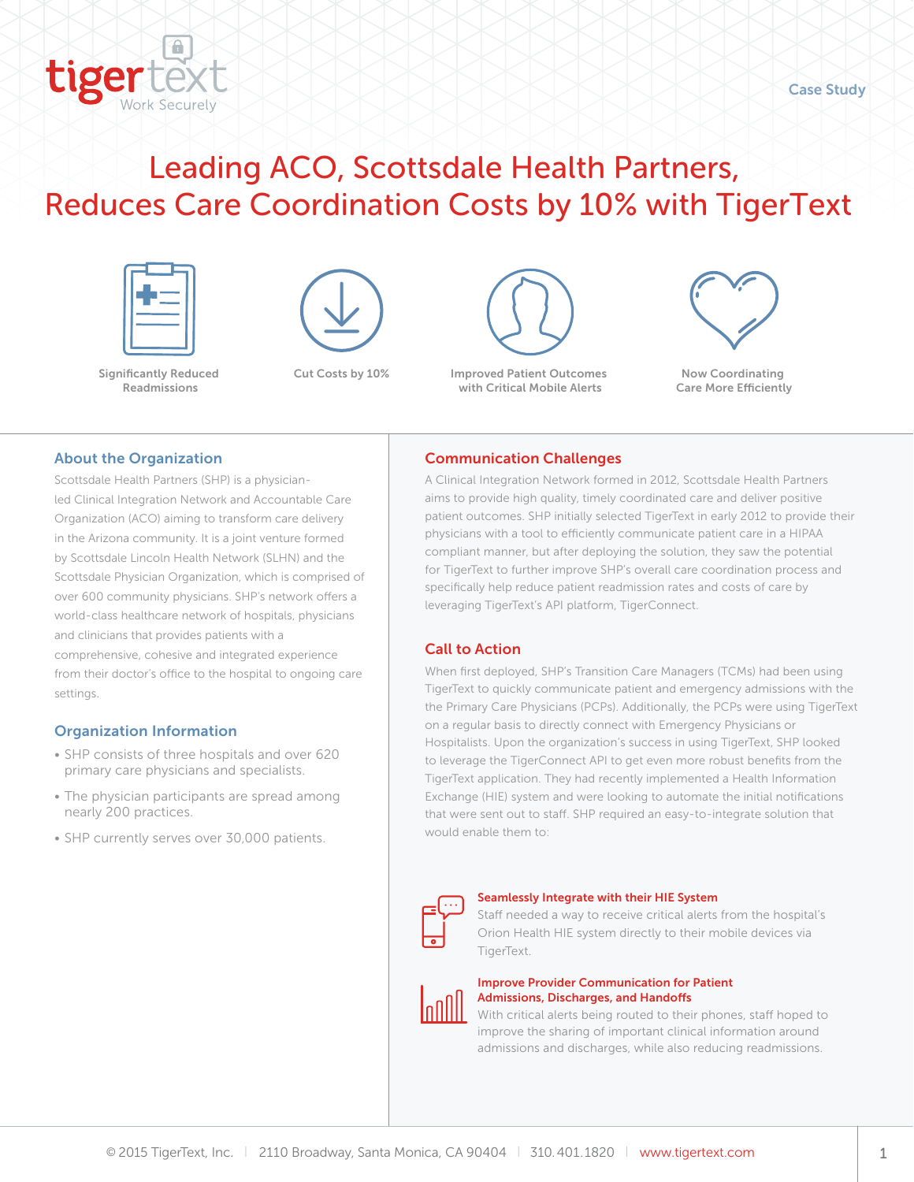Case Study

# Leading ACO, Scottsdale Health Partners, Reduces Care Coordination Costs by 10% with TigerText

Significantly Reduced Readmissions

Cut Costs by 10%

Improved Patient Outcomes with Critical Mobile Alerts

Now Coordinating Care More Efficiently

## About the Organization

Scottsdale Health Partners (SHP) is a physician-led Clinical Integration Network and Accountable Care Organization (ACO) aiming to transform care delivery in the Arizona community. It is a joint venture formed by Scottsdale Lincoln Health Network (SLHN) and the Scottsdale Physician Organization, which is comprised of over 600 community physicians. SHP's network offers a world-class healthcare network of hospitals, physicians and clinicians that provides patients with a comprehensive, cohesive and integrated experience from their doctor's office to the hospital to ongoing care settings.

## Organization Information

- SHP consists of three hospitals and over 620 primary care physicians and specialists.
- The physician participants are spread among nearly 200 practices.
- SHP currently serves over 30,000 patients.

## Communication Challenges

A Clinical Integration Network formed in 2012, Scottsdale Health Partners aims to provide high quality, timely coordinated care and deliver positive patient outcomes. SHP initially selected TigerText in early 2012 to provide their physicians with a tool to efficiently communicate patient care in a HIPAA compliant manner, but after deploying the solution, they saw the potential for TigerText to further improve SHP's overall care coordination process and specifically help reduce patient readmission rates and costs of care by leveraging TigerText's API platform, TigerConnect.

## Call to Action

When first deployed, SHP's Transition Care Managers (TCMs) had been using TigerText to quickly communicate patient and emergency admissions with the the Primary Care Physicians (PCPs). Additionally, the PCPs were using TigerText on a regular basis to directly connect with Emergency Physicians or Hospitalists. Upon the organization's success in using TigerText, SHP looked to leverage the TigerConnect API to get even more robust benefits from the TigerText application. They had recently implemented a Health Information Exchange (HIE) system and were looking to automate the initial notifications that were sent out to staff. SHP required an easy-to-integrate solution that would enable them to:

### Seamlessly Integrate with their HIE System

Staff needed a way to receive critical alerts from the hospital's Orion Health HIE system directly to their mobile devices via TigerText.

### Improve Provider Communication for Patient Admissions, Discharges, and Handoffs

With critical alerts being routed to their phones, staff hoped to improve the sharing of important clinical information around admissions and discharges, while also reducing readmissions.

© 2015 TigerText, Inc. | 2110 Broadway, Santa Monica, CA 90404 | 310.401.1820 | www.tigertext.com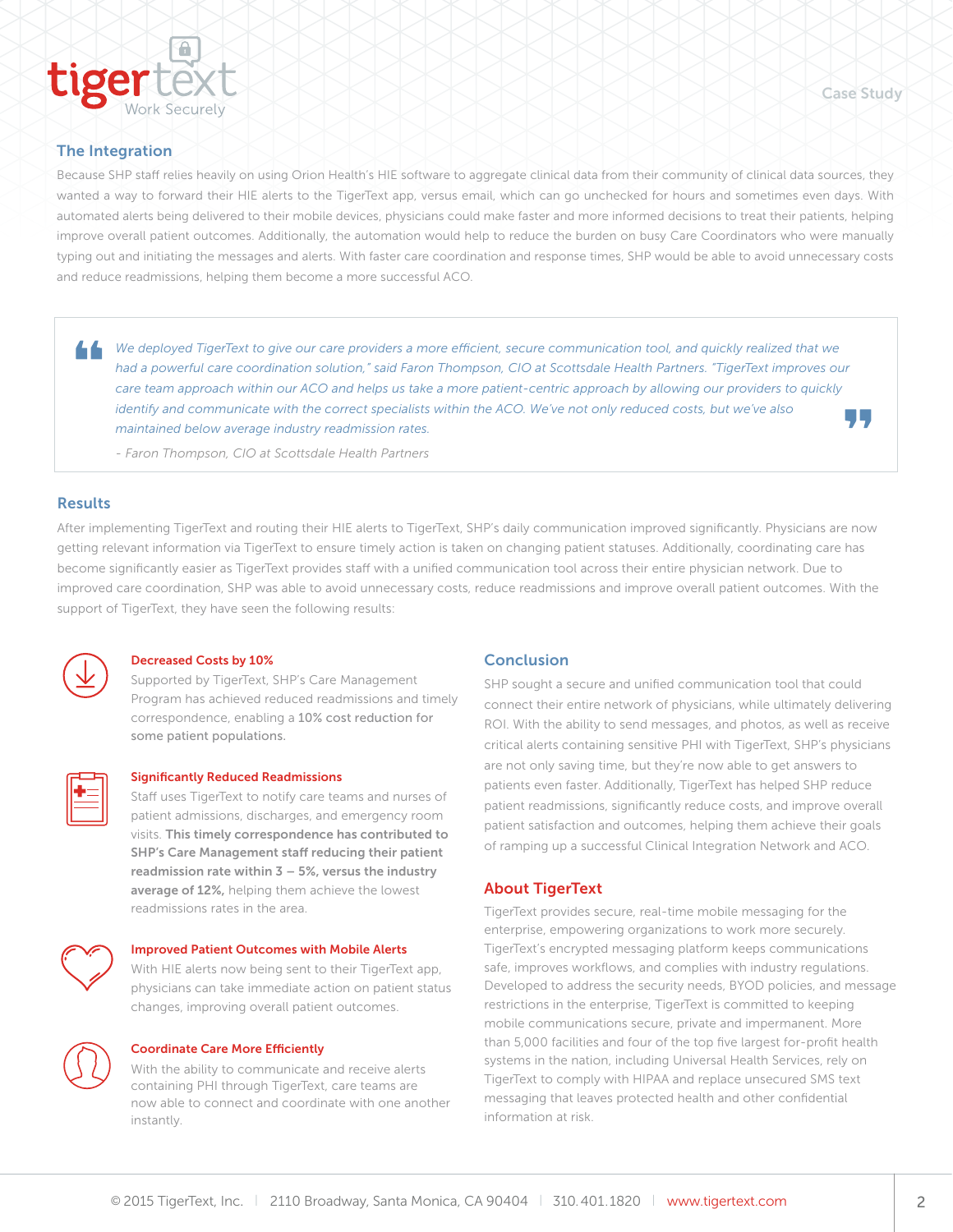## The Integration

Because SHP staff relies heavily on using Orion Health's HIE software to aggregate clinical data from their community of clinical data sources, they wanted a way to forward their HIE alerts to the TigerText app, versus email, which can go unchecked for hours and sometimes even days. With automated alerts being delivered to their mobile devices, physicians could make faster and more informed decisions to treat their patients, helping improve overall patient outcomes. Additionally, the automation would help to reduce the burden on busy Care Coordinators who were manually typing out and initiating the messages and alerts. With faster care coordination and response times, SHP would be able to avoid unnecessary costs and reduce readmissions, helping them become a more successful ACO.

> *We deployed TigerText to give our care providers a more efficient, secure communication tool, and quickly realized that we had a powerful care coordination solution," said Faron Thompson, CIO at Scottsdale Health Partners. "TigerText improves our care team approach within our ACO and helps us take a more patient-centric approach by allowing our providers to quickly identify and communicate with the correct specialists within the ACO. We've not only reduced costs, but we've also maintained below average industry readmission rates.*
>
> *- Faron Thompson, CIO at Scottsdale Health Partners*

## Results

After implementing TigerText and routing their HIE alerts to TigerText, SHP's daily communication improved significantly. Physicians are now getting relevant information via TigerText to ensure timely action is taken on changing patient statuses. Additionally, coordinating care has become significantly easier as TigerText provides staff with a unified communication tool across their entire physician network. Due to improved care coordination, SHP was able to avoid unnecessary costs, reduce readmissions and improve overall patient outcomes. With the support of TigerText, they have seen the following results:

### Decreased Costs by 10%

Supported by TigerText, SHP's Care Management Program has achieved reduced readmissions and timely correspondence, enabling a **10% cost reduction for some patient populations.**

### Significantly Reduced Readmissions

Staff uses TigerText to notify care teams and nurses of patient admissions, discharges, and emergency room visits. **This timely correspondence has contributed to SHP's Care Management staff reducing their patient readmission rate within 3 – 5%, versus the industry average of 12%,** helping them achieve the lowest readmissions rates in the area.

### Improved Patient Outcomes with Mobile Alerts

With HIE alerts now being sent to their TigerText app, physicians can take immediate action on patient status changes, improving overall patient outcomes.

### Coordinate Care More Efficiently

With the ability to communicate and receive alerts containing PHI through TigerText, care teams are now able to connect and coordinate with one another instantly.

## Conclusion

SHP sought a secure and unified communication tool that could connect their entire network of physicians, while ultimately delivering ROI. With the ability to send messages, and photos, as well as receive critical alerts containing sensitive PHI with TigerText, SHP's physicians are not only saving time, but they're now able to get answers to patients even faster. Additionally, TigerText has helped SHP reduce patient readmissions, significantly reduce costs, and improve overall patient satisfaction and outcomes, helping them achieve their goals of ramping up a successful Clinical Integration Network and ACO.

## About TigerText

TigerText provides secure, real-time mobile messaging for the enterprise, empowering organizations to work more securely. TigerText's encrypted messaging platform keeps communications safe, improves workflows, and complies with industry regulations. Developed to address the security needs, BYOD policies, and message restrictions in the enterprise, TigerText is committed to keeping mobile communications secure, private and impermanent. More than 5,000 facilities and four of the top five largest for-profit health systems in the nation, including Universal Health Services, rely on TigerText to comply with HIPAA and replace unsecured SMS text messaging that leaves protected health and other confidential information at risk.

© 2015 TigerText, Inc. | 2110 Broadway, Santa Monica, CA 90404 | 310.401.1820 | www.tigertext.com